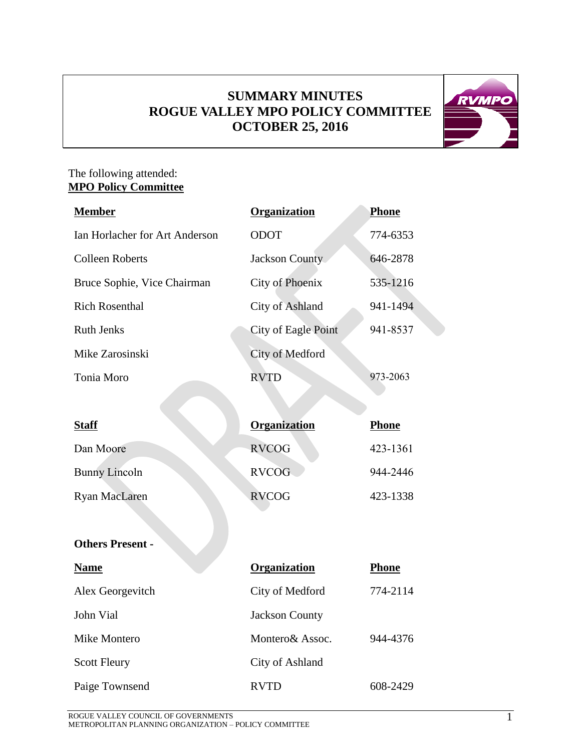# SUMMARY MINUTES
# ROGUE VALLEY MPO POLICY COMMITTEE
# OCTOBER 25, 2016

The following attended:

**MPO Policy Committee**

| **Member** | **Organization** | **Phone** |
|---|---|---|
| Ian Horlacher for Art Anderson | ODOT | 774-6353 |
| Colleen Roberts | Jackson County | 646-2878 |
| Bruce Sophie, Vice Chairman | City of Phoenix | 535-1216 |
| Rich Rosenthal | City of Ashland | 941-1494 |
| Ruth Jenks | City of Eagle Point | 941-8537 |
| Mike Zarosinski | City of Medford | |
| Tonia Moro | RVTD | 973-2063 |

| **Staff** | **Organization** | **Phone** |
|---|---|---|
| Dan Moore | RVCOG | 423-1361 |
| Bunny Lincoln | RVCOG | 944-2446 |
| Ryan MacLaren | RVCOG | 423-1338 |

**Others Present -**

| **Name** | **Organization** | **Phone** |
|---|---|---|
| Alex Georgevitch | City of Medford | 774-2114 |
| John Vial | Jackson County | |
| Mike Montero | Montero& Assoc. | 944-4376 |
| Scott Fleury | City of Ashland | |
| Paige Townsend | RVTD | 608-2429 |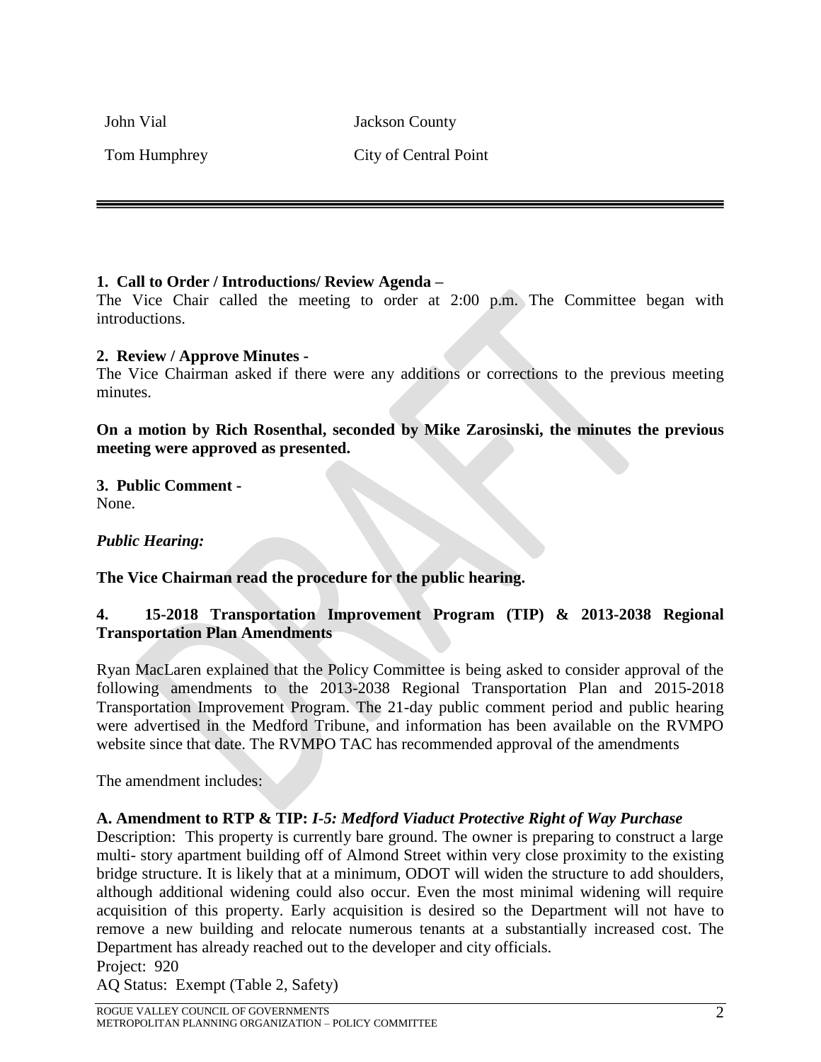| | |
|---|---|
| John Vial | Jackson County |
| Tom Humphrey | City of Central Point |

---

**1. Call to Order / Introductions/ Review Agenda –**
The Vice Chair called the meeting to order at 2:00 p.m. The Committee began with introductions.

**2. Review / Approve Minutes -**
The Vice Chairman asked if there were any additions or corrections to the previous meeting minutes.

**On a motion by Rich Rosenthal, seconded by Mike Zarosinski, the minutes the previous meeting were approved as presented.**

**3. Public Comment -**
None.

***Public Hearing:***

**The Vice Chairman read the procedure for the public hearing.**

**4. 15-2018 Transportation Improvement Program (TIP) & 2013-2038 Regional Transportation Plan Amendments**

Ryan MacLaren explained that the Policy Committee is being asked to consider approval of the following amendments to the 2013-2038 Regional Transportation Plan and 2015-2018 Transportation Improvement Program. The 21-day public comment period and public hearing were advertised in the Medford Tribune, and information has been available on the RVMPO website since that date. The RVMPO TAC has recommended approval of the amendments

The amendment includes:

**A. Amendment to RTP & TIP:** ***I-5: Medford Viaduct Protective Right of Way Purchase***
Description: This property is currently bare ground. The owner is preparing to construct a large multi- story apartment building off of Almond Street within very close proximity to the existing bridge structure. It is likely that at a minimum, ODOT will widen the structure to add shoulders, although additional widening could also occur. Even the most minimal widening will require acquisition of this property. Early acquisition is desired so the Department will not have to remove a new building and relocate numerous tenants at a substantially increased cost. The Department has already reached out to the developer and city officials.
Project: 920
AQ Status: Exempt (Table 2, Safety)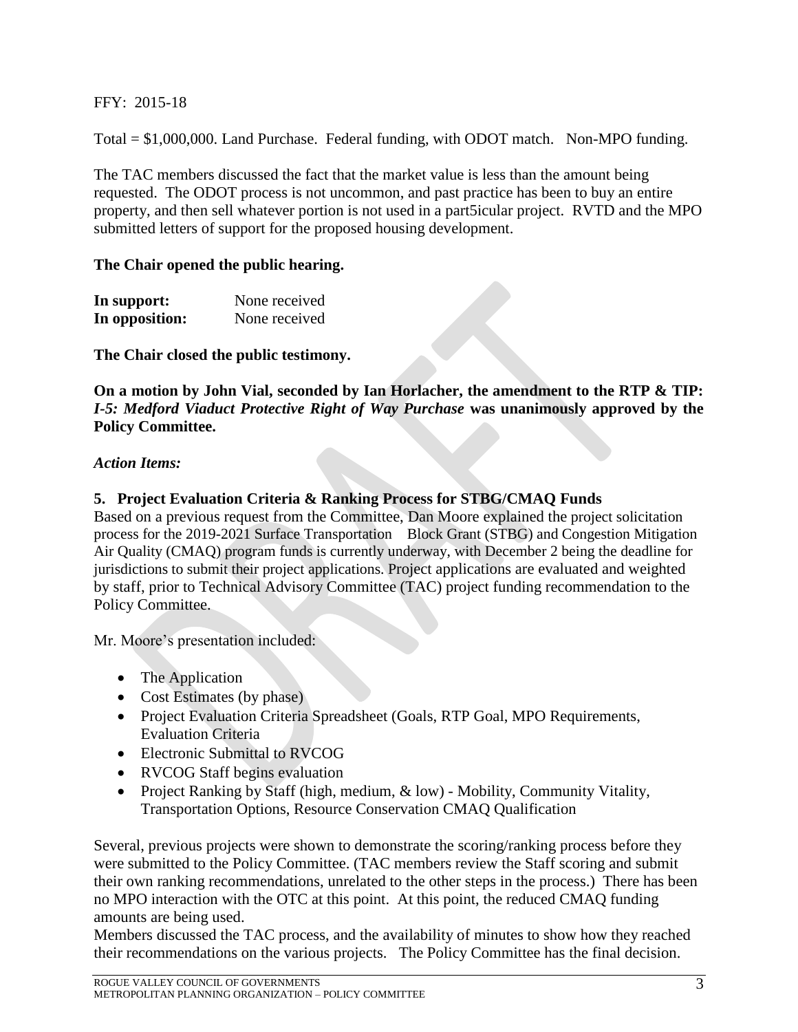FFY: 2015-18

Total = $1,000,000. Land Purchase. Federal funding, with ODOT match. Non-MPO funding.

The TAC members discussed the fact that the market value is less than the amount being requested. The ODOT process is not uncommon, and past practice has been to buy an entire property, and then sell whatever portion is not used in a part5icular project. RVTD and the MPO submitted letters of support for the proposed housing development.

**The Chair opened the public hearing.**

**In support:** None received
**In opposition:** None received

**The Chair closed the public testimony.**

**On a motion by John Vial, seconded by Ian Horlacher, the amendment to the RTP & TIP: *I-5: Medford Viaduct Protective Right of Way Purchase* was unanimously approved by the Policy Committee.**

*Action Items:*

**5. Project Evaluation Criteria & Ranking Process for STBG/CMAQ Funds**

Based on a previous request from the Committee, Dan Moore explained the project solicitation process for the 2019-2021 Surface Transportation Block Grant (STBG) and Congestion Mitigation Air Quality (CMAQ) program funds is currently underway, with December 2 being the deadline for jurisdictions to submit their project applications. Project applications are evaluated and weighted by staff, prior to Technical Advisory Committee (TAC) project funding recommendation to the Policy Committee.

Mr. Moore's presentation included:

- The Application
- Cost Estimates (by phase)
- Project Evaluation Criteria Spreadsheet (Goals, RTP Goal, MPO Requirements, Evaluation Criteria
- Electronic Submittal to RVCOG
- RVCOG Staff begins evaluation
- Project Ranking by Staff (high, medium, & low) - Mobility, Community Vitality, Transportation Options, Resource Conservation CMAQ Qualification

Several, previous projects were shown to demonstrate the scoring/ranking process before they were submitted to the Policy Committee. (TAC members review the Staff scoring and submit their own ranking recommendations, unrelated to the other steps in the process.) There has been no MPO interaction with the OTC at this point. At this point, the reduced CMAQ funding amounts are being used.

Members discussed the TAC process, and the availability of minutes to show how they reached their recommendations on the various projects. The Policy Committee has the final decision.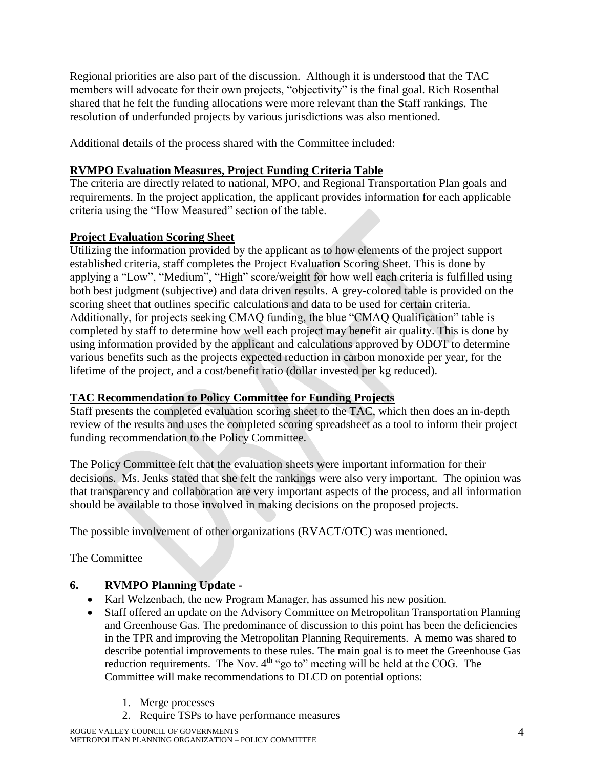Regional priorities are also part of the discussion. Although it is understood that the TAC members will advocate for their own projects, "objectivity" is the final goal. Rich Rosenthal shared that he felt the funding allocations were more relevant than the Staff rankings. The resolution of underfunded projects by various jurisdictions was also mentioned.

Additional details of the process shared with the Committee included:

**RVMPO Evaluation Measures, Project Funding Criteria Table**

The criteria are directly related to national, MPO, and Regional Transportation Plan goals and requirements. In the project application, the applicant provides information for each applicable criteria using the "How Measured" section of the table.

**Project Evaluation Scoring Sheet**

Utilizing the information provided by the applicant as to how elements of the project support established criteria, staff completes the Project Evaluation Scoring Sheet. This is done by applying a "Low", "Medium", "High" score/weight for how well each criteria is fulfilled using both best judgment (subjective) and data driven results. A grey-colored table is provided on the scoring sheet that outlines specific calculations and data to be used for certain criteria. Additionally, for projects seeking CMAQ funding, the blue "CMAQ Qualification" table is completed by staff to determine how well each project may benefit air quality. This is done by using information provided by the applicant and calculations approved by ODOT to determine various benefits such as the projects expected reduction in carbon monoxide per year, for the lifetime of the project, and a cost/benefit ratio (dollar invested per kg reduced).

**TAC Recommendation to Policy Committee for Funding Projects**

Staff presents the completed evaluation scoring sheet to the TAC, which then does an in-depth review of the results and uses the completed scoring spreadsheet as a tool to inform their project funding recommendation to the Policy Committee.

The Policy Committee felt that the evaluation sheets were important information for their decisions. Ms. Jenks stated that she felt the rankings were also very important. The opinion was that transparency and collaboration are very important aspects of the process, and all information should be available to those involved in making decisions on the proposed projects.

The possible involvement of other organizations (RVACT/OTC) was mentioned.

The Committee

## 6. RVMPO Planning Update -

- Karl Welzenbach, the new Program Manager, has assumed his new position.
- Staff offered an update on the Advisory Committee on Metropolitan Transportation Planning and Greenhouse Gas. The predominance of discussion to this point has been the deficiencies in the TPR and improving the Metropolitan Planning Requirements. A memo was shared to describe potential improvements to these rules. The main goal is to meet the Greenhouse Gas reduction requirements. The Nov. 4th "go to" meeting will be held at the COG. The Committee will make recommendations to DLCD on potential options:

    1. Merge processes
    2. Require TSPs to have performance measures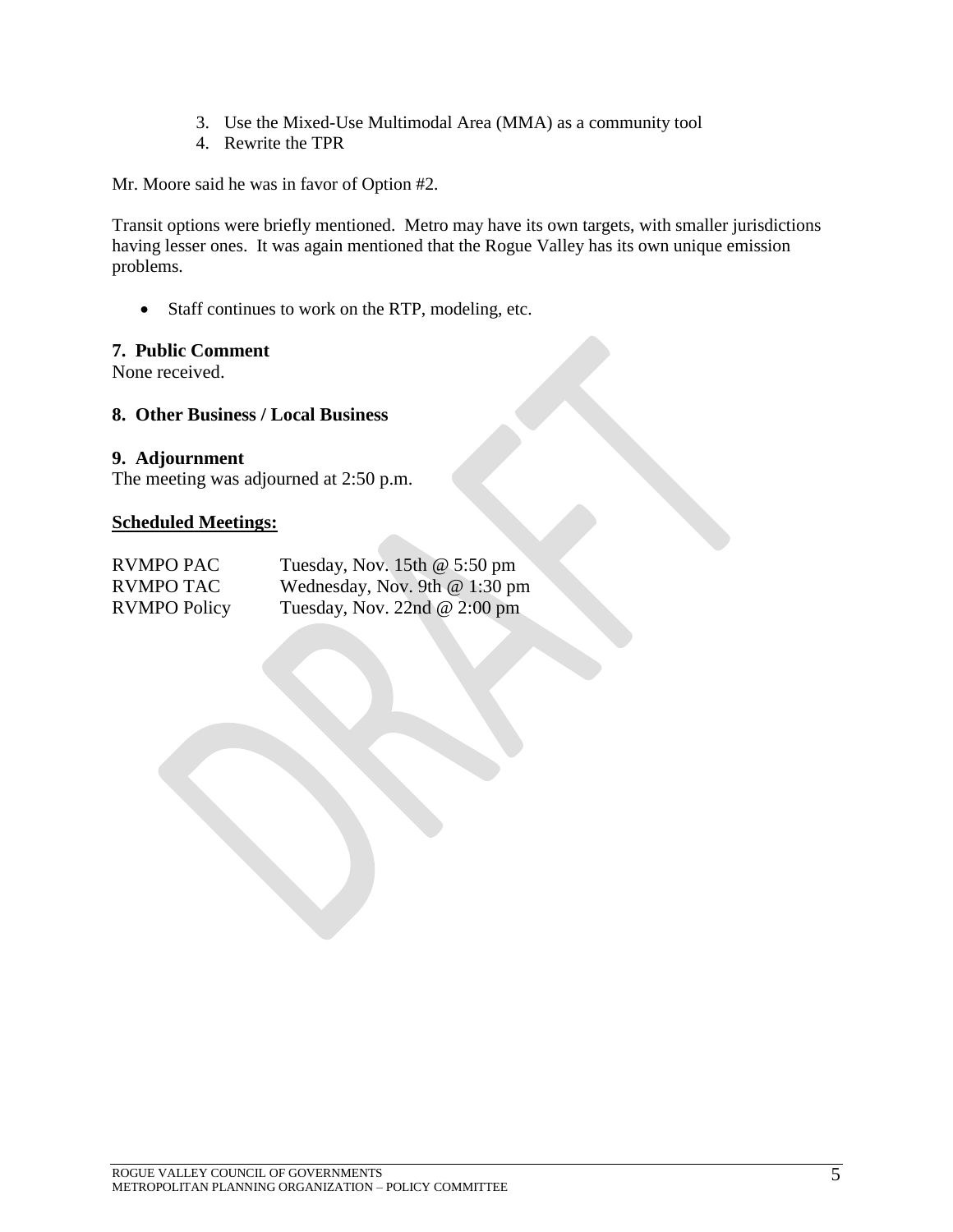3. Use the Mixed-Use Multimodal Area (MMA) as a community tool
4. Rewrite the TPR

Mr. Moore said he was in favor of Option #2.

Transit options were briefly mentioned. Metro may have its own targets, with smaller jurisdictions having lesser ones. It was again mentioned that the Rogue Valley has its own unique emission problems.

- Staff continues to work on the RTP, modeling, etc.

**7. Public Comment**

None received.

**8. Other Business / Local Business**

**9. Adjournment**

The meeting was adjourned at 2:50 p.m.

**Scheduled Meetings:**

| | |
|---|---|
| RVMPO PAC | Tuesday, Nov. 15th @ 5:50 pm |
| RVMPO TAC | Wednesday, Nov. 9th @ 1:30 pm |
| RVMPO Policy | Tuesday, Nov. 22nd @ 2:00 pm |